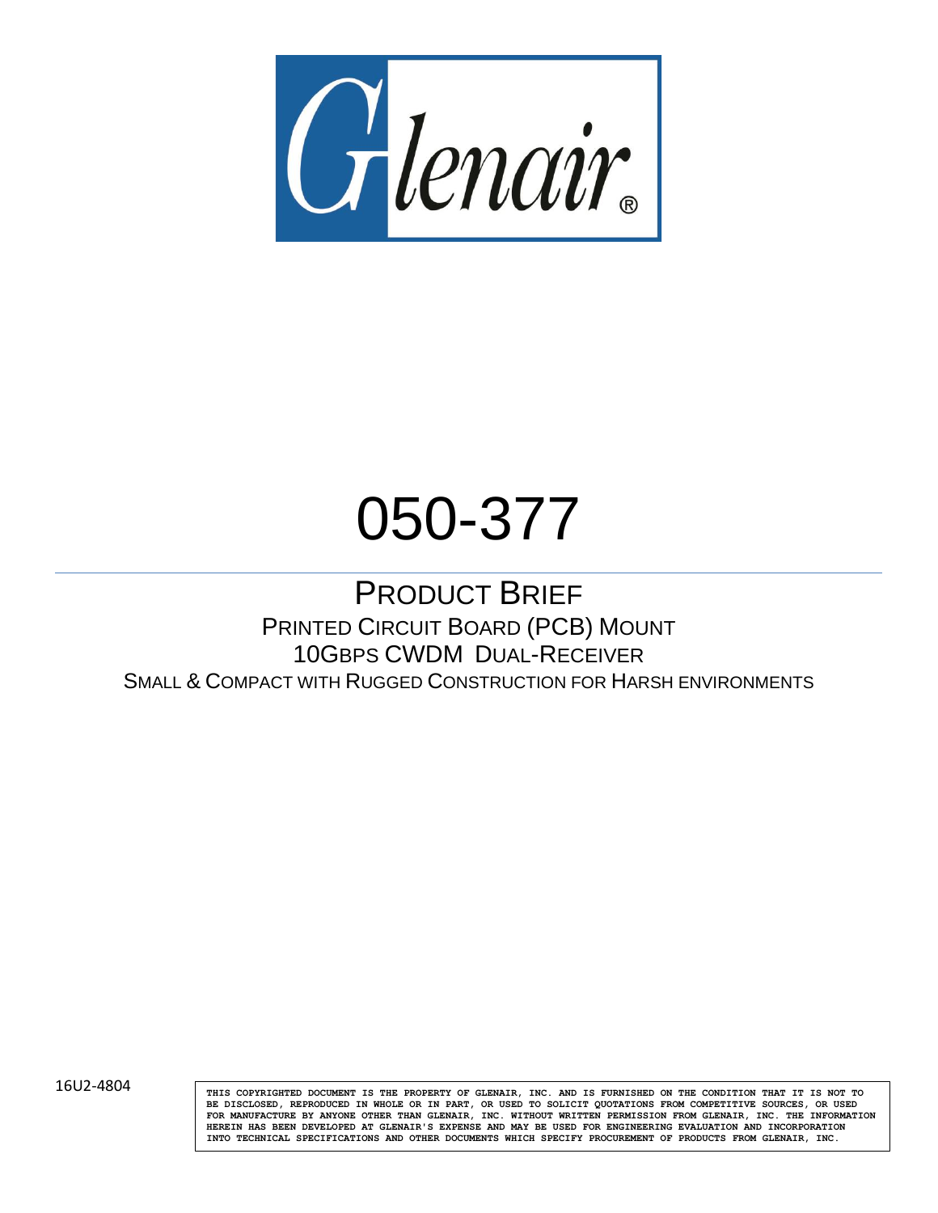Glenair®

# 050-377

## PRODUCT BRIEF

PRINTED CIRCUIT BOARD (PCB) MOUNT

10GBPS CWDM DUAL-RECEIVER

SMALL & COMPACT WITH RUGGED CONSTRUCTION FOR HARSH ENVIRONMENTS

16U2-4804

THIS COPYRIGHTED DOCUMENT IS THE PROPERTY OF GLENAIR, INC. AND IS FURNISHED ON THE CONDITION THAT IT IS NOT TO BE DISCLOSED, REPRODUCED IN WHOLE OR IN PART, OR USED TO SOLICIT QUOTATIONS FROM COMPETITIVE SOURCES, OR USED FOR MANUFACTURE BY ANYONE OTHER THAN GLENAIR, INC. WITHOUT WRITTEN PERMISSION FROM GLENAIR, INC. THE INFORMATION HEREIN HAS BEEN DEVELOPED AT GLENAIR'S EXPENSE AND MAY BE USED FOR ENGINEERING EVALUATION AND INCORPORATION INTO TECHNICAL SPECIFICATIONS AND OTHER DOCUMENTS WHICH SPECIFY PROCUREMENT OF PRODUCTS FROM GLENAIR, INC.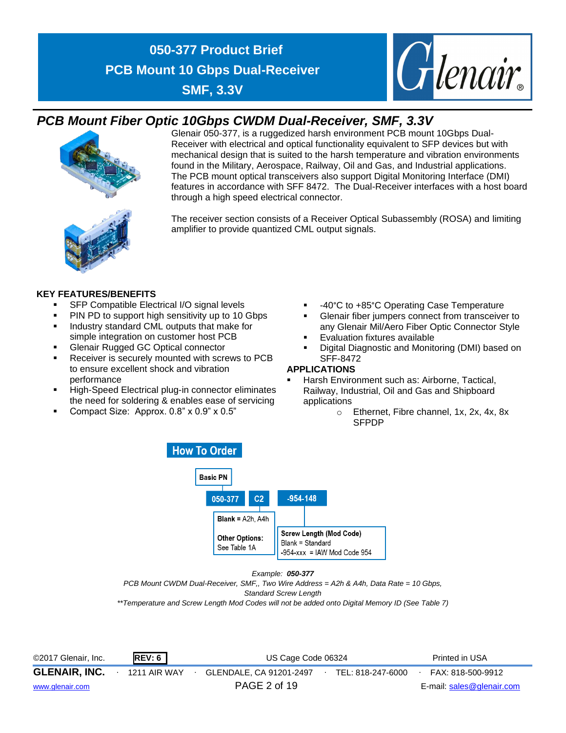# PCB Mount Fiber Optic 10Gbps CWDM Dual-Receiver, SMF, 3.3V

Glenair 050-377, is a ruggedized harsh environment PCB mount 10Gbps Dual-Receiver with electrical and optical functionality equivalent to SFP devices but with mechanical design that is suited to the harsh temperature and vibration environments found in the Military, Aerospace, Railway, Oil and Gas, and Industrial applications. The PCB mount optical transceivers also support Digital Monitoring Interface (DMI) features in accordance with SFF 8472. The Dual-Receiver interfaces with a host board through a high speed electrical connector.

The receiver section consists of a Receiver Optical Subassembly (ROSA) and limiting amplifier to provide quantized CML output signals.

## KEY FEATURES/BENEFITS

- SFP Compatible Electrical I/O signal levels
- PIN PD to support high sensitivity up to 10 Gbps
- Industry standard CML outputs that make for simple integration on customer host PCB
- Glenair Rugged GC Optical connector
- Receiver is securely mounted with screws to PCB to ensure excellent shock and vibration performance
- High-Speed Electrical plug-in connector eliminates the need for soldering & enables ease of servicing
- Compact Size: Approx. 0.8" x 0.9" x 0.5"
- -40°C to +85°C Operating Case Temperature
- Glenair fiber jumpers connect from transceiver to any Glenair Mil/Aero Fiber Optic Connector Style
- Evaluation fixtures available
- Digital Diagnostic and Monitoring (DMI) based on SFF-8472

## APPLICATIONS

- Harsh Environment such as: Airborne, Tactical, Railway, Industrial, Oil and Gas and Shipboard applications
  - Ethernet, Fibre channel, 1x, 2x, 4x, 8x SFPDP

## How To Order

**Basic PN**

**050-377** | **C2** | **-954-148**

- **C2**: **Blank** = A2h, A4h; **Other Options:** See Table 1A
- **-954-148**: **Screw Length (Mod Code)** Blank = Standard; -954-xxx = IAW Mod Code 954

*Example: **050-377***

*PCB Mount CWDM Dual-Receiver, SMF,, Two Wire Address = A2h & A4h, Data Rate = 10 Gbps, Standard Screw Length*

*\*\*Temperature and Screw Length Mod Codes will not be added onto Digital Memory ID (See Table 7)*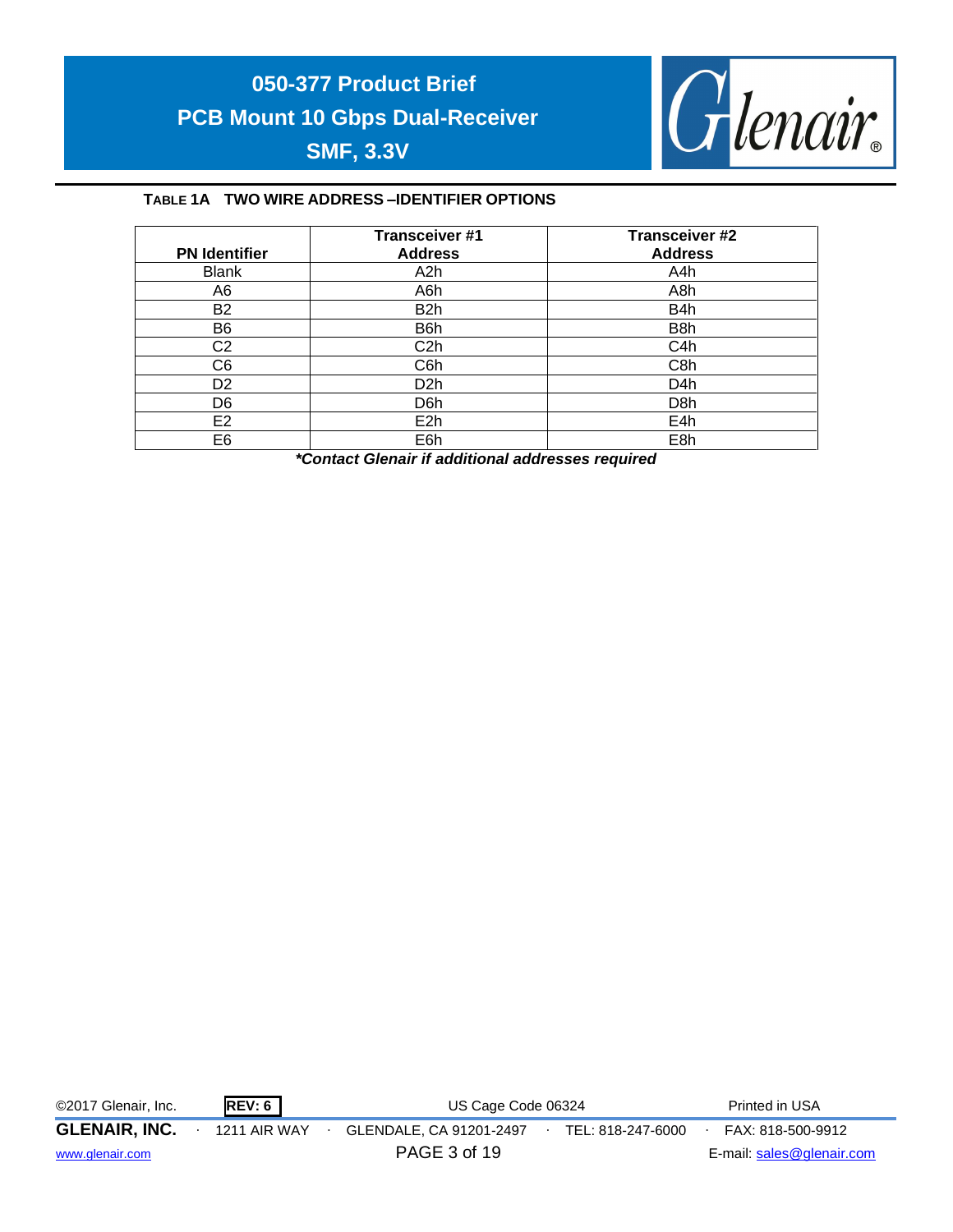**TABLE 1A TWO WIRE ADDRESS –IDENTIFIER OPTIONS**

| PN Identifier | Transceiver #1 Address | Transceiver #2 Address |
|---|---|---|
| Blank | A2h | A4h |
| A6 | A6h | A8h |
| B2 | B2h | B4h |
| B6 | B6h | B8h |
| C2 | C2h | C4h |
| C6 | C6h | C8h |
| D2 | D2h | D4h |
| D6 | D6h | D8h |
| E2 | E2h | E4h |
| E6 | E6h | E8h |

***Contact Glenair if additional addresses required***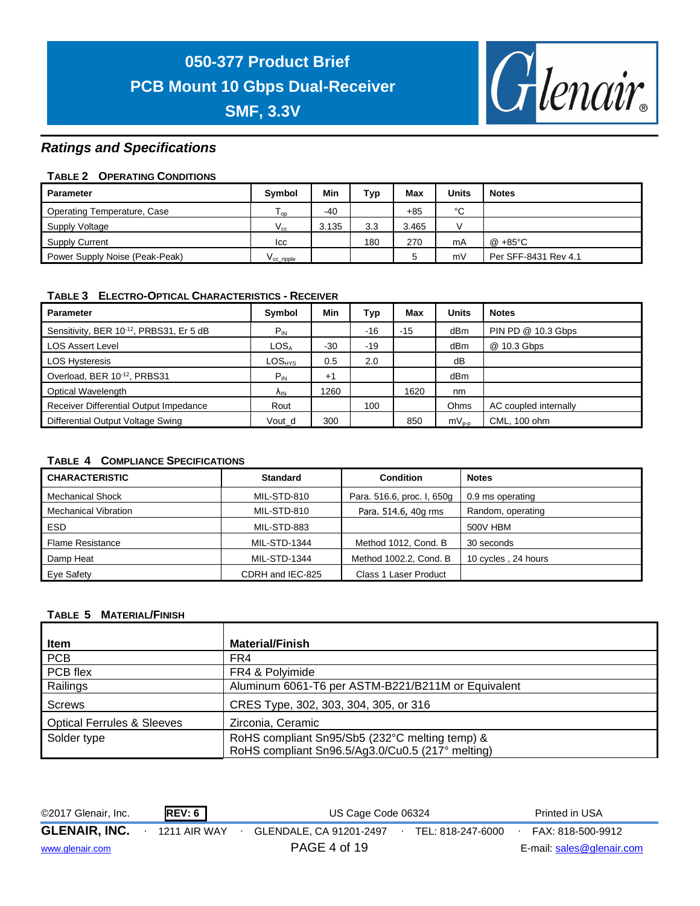## Ratings and Specifications

**TABLE 2 OPERATING CONDITIONS**

| Parameter | Symbol | Min | Typ | Max | Units | Notes |
|---|---|---|---|---|---|---|
| Operating Temperature, Case | $T_{op}$ | -40 | | +85 | °C | |
| Supply Voltage | $V_{cc}$ | 3.135 | 3.3 | 3.465 | V | |
| Supply Current | Icc | | 180 | 270 | mA | @ +85°C |
| Power Supply Noise (Peak-Peak) | $V_{cc\_ripple}$ | | | 5 | mV | Per SFF-8431 Rev 4.1 |

**TABLE 3 ELECTRO-OPTICAL CHARACTERISTICS - RECEIVER**

| Parameter | Symbol | Min | Typ | Max | Units | Notes |
|---|---|---|---|---|---|---|
| Sensitivity, BER $10^{-12}$, PRBS31, Er 5 dB | $P_{IN}$ | | -16 | -15 | dBm | PIN PD @ 10.3 Gbps |
| LOS Assert Level | $LOS_A$ | -30 | -19 | | dBm | @ 10.3 Gbps |
| LOS Hysteresis | $LOS_{HYS}$ | 0.5 | 2.0 | | dB | |
| Overload, BER $10^{-12}$, PRBS31 | $P_{IN}$ | +1 | | | dBm | |
| Optical Wavelength | $\lambda_{IN}$ | 1260 | | 1620 | nm | |
| Receiver Differential Output Impedance | Rout | | 100 | | Ohms | AC coupled internally |
| Differential Output Voltage Swing | Vout_d | 300 | | 850 | $mV_{p-p}$ | CML, 100 ohm |

**TABLE 4 COMPLIANCE SPECIFICATIONS**

| CHARACTERISTIC | Standard | Condition | Notes |
|---|---|---|---|
| Mechanical Shock | MIL-STD-810 | Para. 516.6, proc. I, 650g | 0.9 ms operating |
| Mechanical Vibration | MIL-STD-810 | Para. 514.6, 40g rms | Random, operating |
| ESD | MIL-STD-883 | | 500V HBM |
| Flame Resistance | MIL-STD-1344 | Method 1012, Cond. B | 30 seconds |
| Damp Heat | MIL-STD-1344 | Method 1002.2, Cond. B | 10 cycles , 24 hours |
| Eye Safety | CDRH and IEC-825 | Class 1 Laser Product | |

**TABLE 5 MATERIAL/FINISH**

| Item | Material/Finish |
|---|---|
| PCB | FR4 |
| PCB flex | FR4 & Polyimide |
| Railings | Aluminum 6061-T6 per ASTM-B221/B211M or Equivalent |
| Screws | CRES Type, 302, 303, 304, 305, or 316 |
| Optical Ferrules & Sleeves | Zirconia, Ceramic |
| Solder type | RoHS compliant Sn95/Sb5 (232°C melting temp) & RoHS compliant Sn96.5/Ag3.0/Cu0.5 (217° melting) |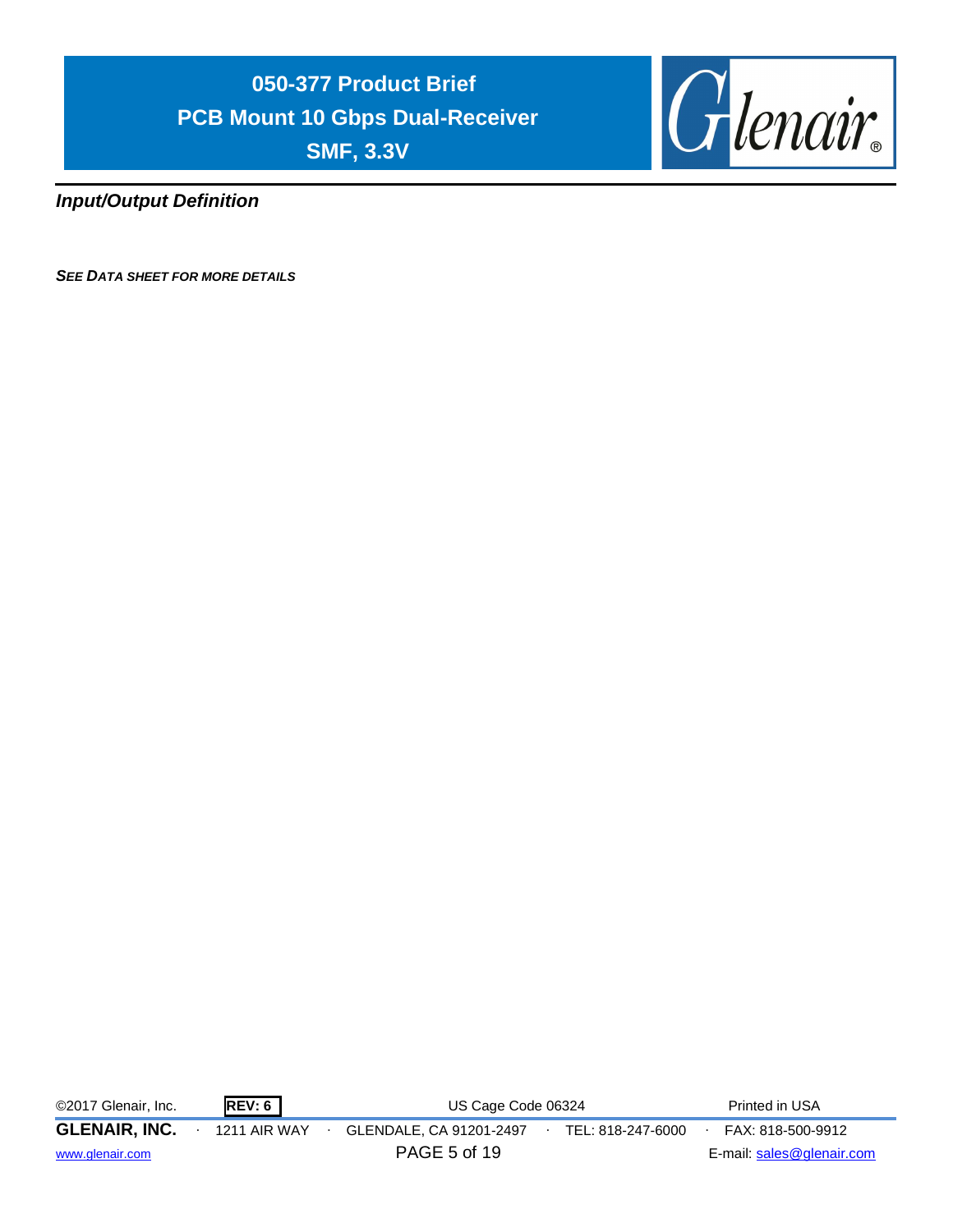## *Input/Output Definition*

***SEE DATA SHEET FOR MORE DETAILS***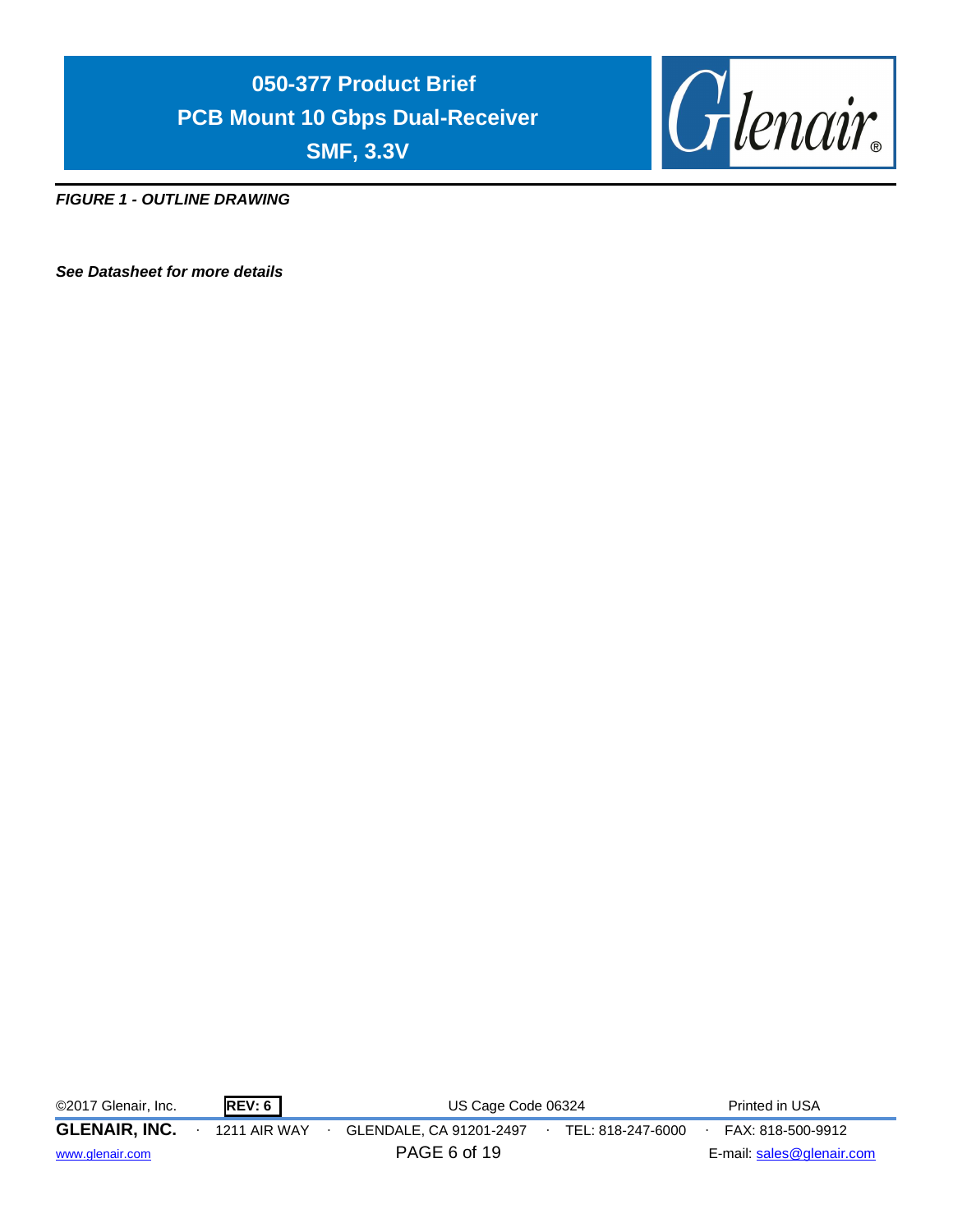***FIGURE 1 - OUTLINE DRAWING***

***See Datasheet for more details***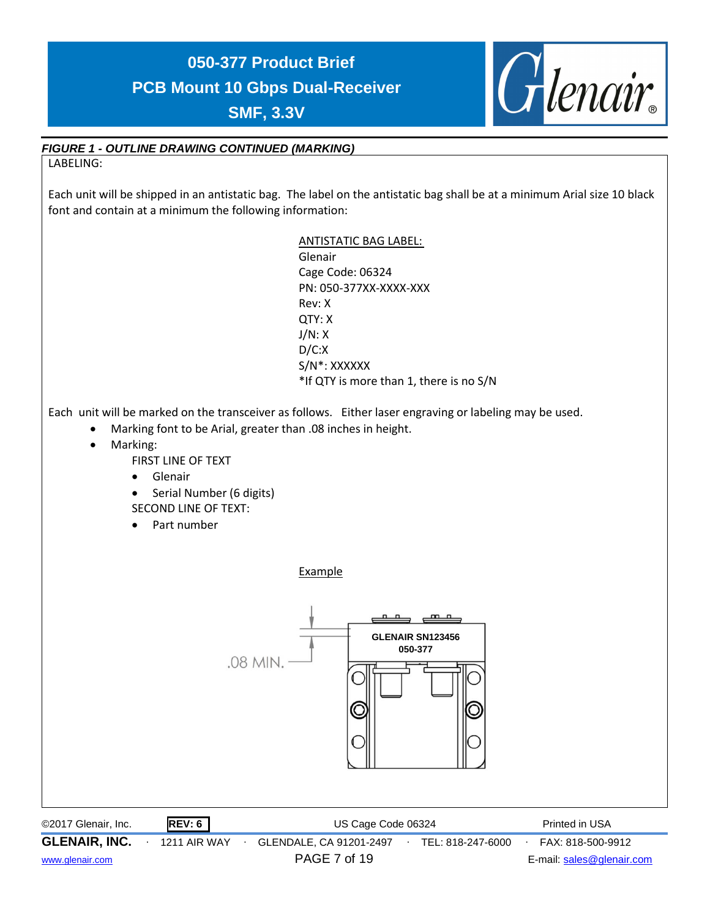***FIGURE 1 - OUTLINE DRAWING CONTINUED (MARKING)***

LABELING:

Each unit will be shipped in an antistatic bag. The label on the antistatic bag shall be at a minimum Arial size 10 black font and contain at a minimum the following information:

ANTISTATIC BAG LABEL:
Glenair
Cage Code: 06324
PN: 050-377XX-XXXX-XXX
Rev: X
QTY: X
J/N: X
D/C:X
S/N*: XXXXXX
*If QTY is more than 1, there is no S/N

Each unit will be marked on the transceiver as follows. Either laser engraving or labeling may be used.

- Marking font to be Arial, greater than .08 inches in height.
- Marking:

  FIRST LINE OF TEXT
  - Glenair
  - Serial Number (6 digits)

  SECOND LINE OF TEXT:
  - Part number

Example

GLENAIR SN123456
050-377

.08 MIN.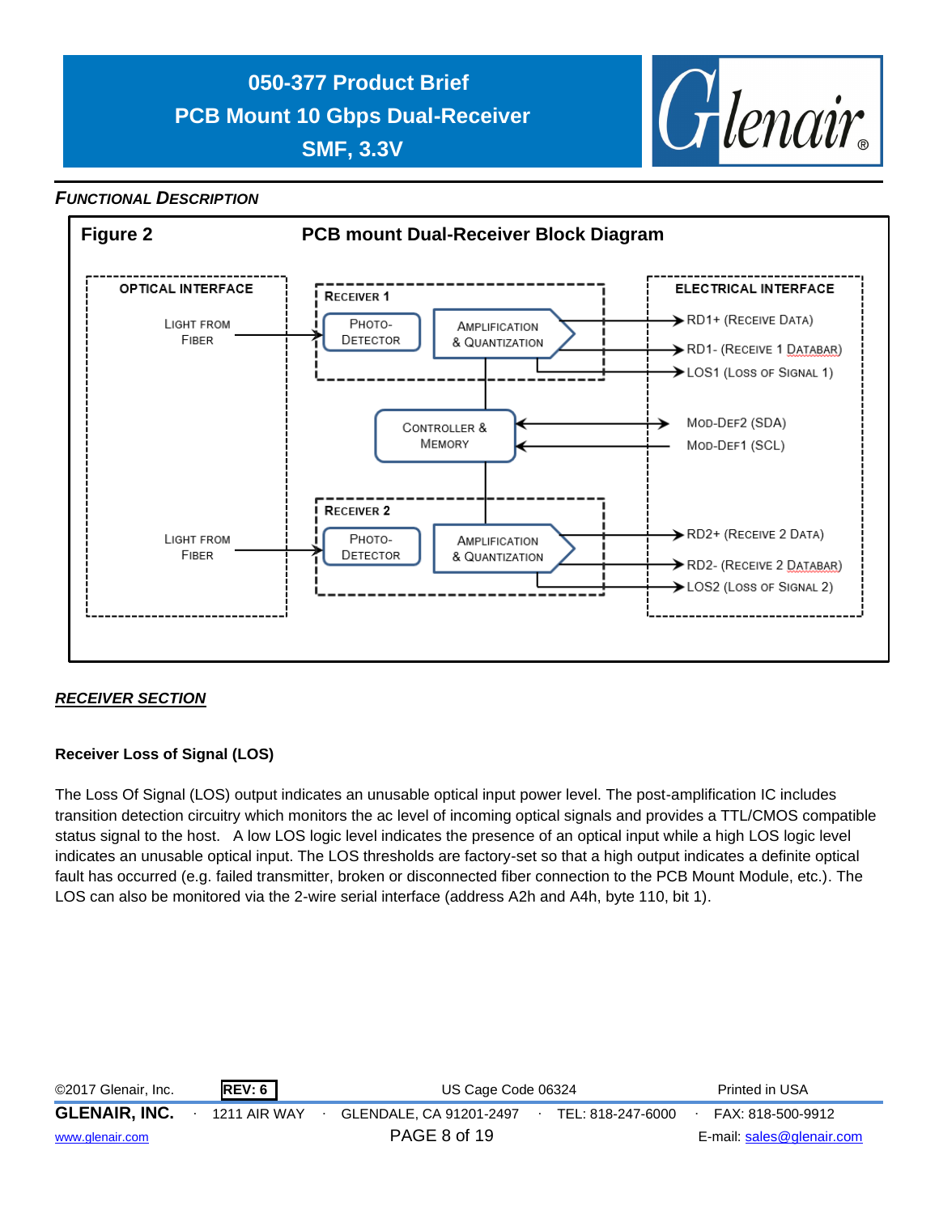## *FUNCTIONAL DESCRIPTION*

**Figure 2 — PCB mount Dual-Receiver Block Diagram**

OPTICAL INTERFACE

LIGHT FROM FIBER

LIGHT FROM FIBER

RECEIVER 1

PHOTO-DETECTOR

AMPLIFICATION & QUANTIZATION

CONTROLLER & MEMORY

RECEIVER 2

PHOTO-DETECTOR

AMPLIFICATION & QUANTIZATION

ELECTRICAL INTERFACE

RD1+ (RECEIVE DATA)

RD1- (RECEIVE 1 DATABAR)

LOS1 (LOSS OF SIGNAL 1)

MOD-DEF2 (SDA)

MOD-DEF1 (SCL)

RD2+ (RECEIVE 2 DATA)

RD2- (RECEIVE 2 DATABAR)

LOS2 (LOSS OF SIGNAL 2)

## *RECEIVER SECTION*

### Receiver Loss of Signal (LOS)

The Loss Of Signal (LOS) output indicates an unusable optical input power level. The post-amplification IC includes transition detection circuitry which monitors the ac level of incoming optical signals and provides a TTL/CMOS compatible status signal to the host. A low LOS logic level indicates the presence of an optical input while a high LOS logic level indicates an unusable optical input. The LOS thresholds are factory-set so that a high output indicates a definite optical fault has occurred (e.g. failed transmitter, broken or disconnected fiber connection to the PCB Mount Module, etc.). The LOS can also be monitored via the 2-wire serial interface (address A2h and A4h, byte 110, bit 1).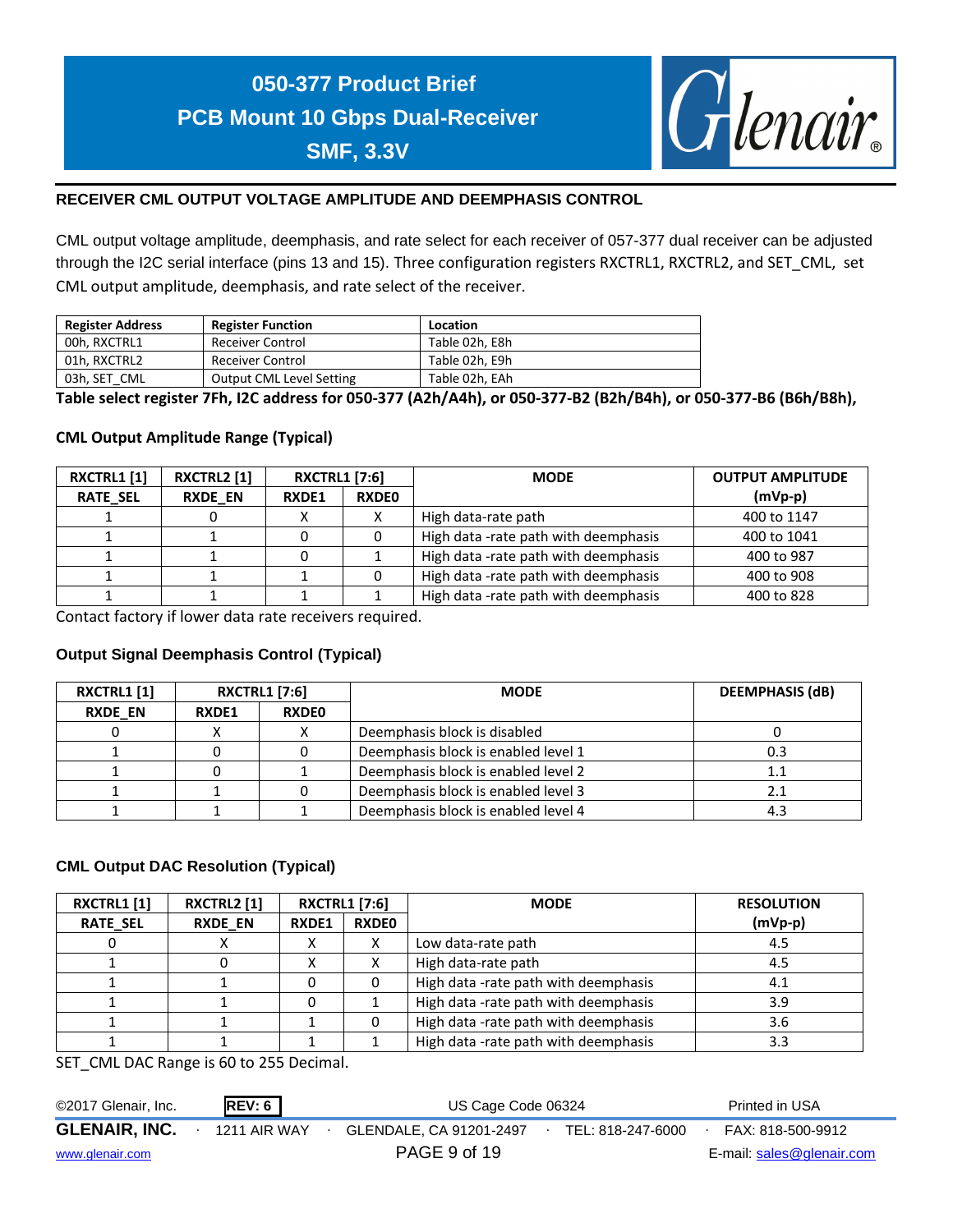## RECEIVER CML OUTPUT VOLTAGE AMPLITUDE AND DEEMPHASIS CONTROL

CML output voltage amplitude, deemphasis, and rate select for each receiver of 057-377 dual receiver can be adjusted through the I2C serial interface (pins 13 and 15). Three configuration registers RXCTRL1, RXCTRL2, and SET_CML, set CML output amplitude, deemphasis, and rate select of the receiver.

| Register Address | Register Function | Location |
|---|---|---|
| 00h, RXCTRL1 | Receiver Control | Table 02h, E8h |
| 01h, RXCTRL2 | Receiver Control | Table 02h, E9h |
| 03h, SET_CML | Output CML Level Setting | Table 02h, EAh |

**Table select register 7Fh, I2C address for 050-377 (A2h/A4h), or 050-377-B2 (B2h/B4h), or 050-377-B6 (B6h/B8h),**

**CML Output Amplitude Range (Typical)**

| RXCTRL1 [1] | RXCTRL2 [1] | RXCTRL1 [7:6] | | MODE | OUTPUT AMPLITUDE |
|---|---|---|---|---|---|
| RATE_SEL | RXDE_EN | RXDE1 | RXDE0 | | (mVp-p) |
| 1 | 0 | X | X | High data-rate path | 400 to 1147 |
| 1 | 1 | 0 | 0 | High data -rate path with deemphasis | 400 to 1041 |
| 1 | 1 | 0 | 1 | High data -rate path with deemphasis | 400 to 987 |
| 1 | 1 | 1 | 0 | High data -rate path with deemphasis | 400 to 908 |
| 1 | 1 | 1 | 1 | High data -rate path with deemphasis | 400 to 828 |

Contact factory if lower data rate receivers required.

**Output Signal Deemphasis Control (Typical)**

| RXCTRL1 [1] | RXCTRL1 [7:6] | | MODE | DEEMPHASIS (dB) |
|---|---|---|---|---|
| RXDE_EN | RXDE1 | RXDE0 | | |
| 0 | X | X | Deemphasis block is disabled | 0 |
| 1 | 0 | 0 | Deemphasis block is enabled level 1 | 0.3 |
| 1 | 0 | 1 | Deemphasis block is enabled level 2 | 1.1 |
| 1 | 1 | 0 | Deemphasis block is enabled level 3 | 2.1 |
| 1 | 1 | 1 | Deemphasis block is enabled level 4 | 4.3 |

**CML Output DAC Resolution (Typical)**

| RXCTRL1 [1] | RXCTRL2 [1] | RXCTRL1 [7:6] | | MODE | RESOLUTION |
|---|---|---|---|---|---|
| RATE_SEL | RXDE_EN | RXDE1 | RXDE0 | | (mVp-p) |
| 0 | X | X | X | Low data-rate path | 4.5 |
| 1 | 0 | X | X | High data-rate path | 4.5 |
| 1 | 1 | 0 | 0 | High data -rate path with deemphasis | 4.1 |
| 1 | 1 | 0 | 1 | High data -rate path with deemphasis | 3.9 |
| 1 | 1 | 1 | 0 | High data -rate path with deemphasis | 3.6 |
| 1 | 1 | 1 | 1 | High data -rate path with deemphasis | 3.3 |

SET_CML DAC Range is 60 to 255 Decimal.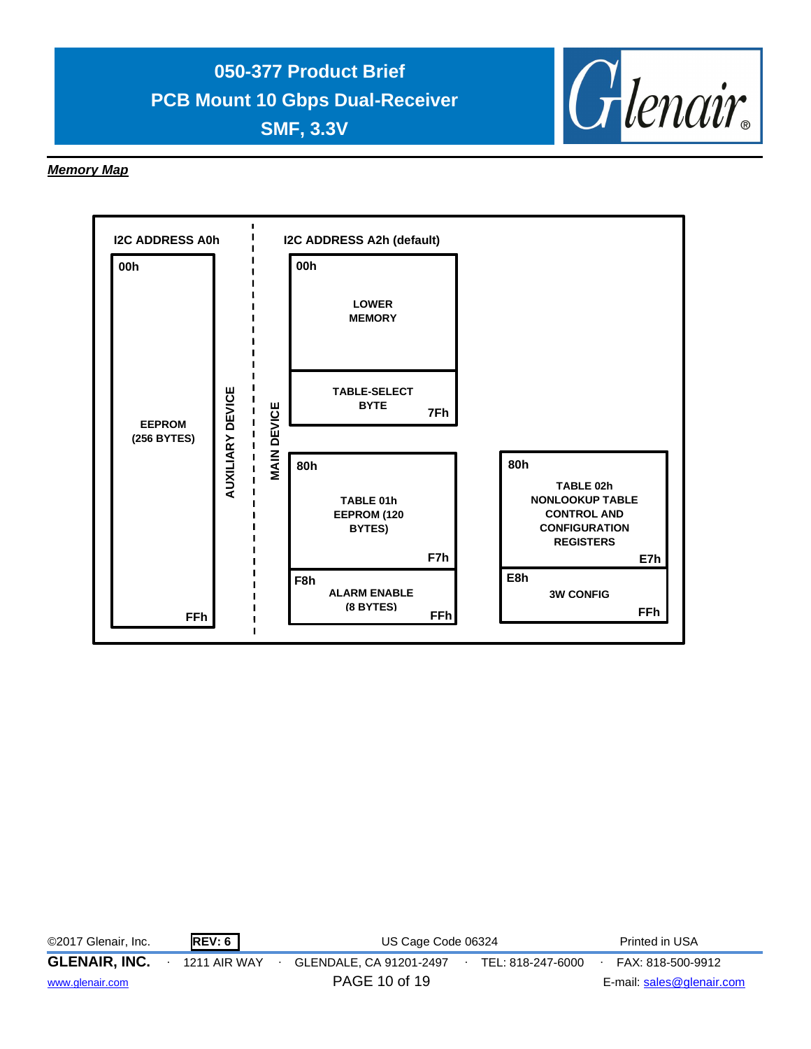***Memory Map***

**I2C ADDRESS A0h** — AUXILIARY DEVICE

| Address | Content |
| --- | --- |
| 00h – FFh | EEPROM (256 BYTES) |

**I2C ADDRESS A2h (default)** — MAIN DEVICE

| Address | Content |
| --- | --- |
| 00h | LOWER MEMORY |
| – 7Fh | TABLE-SELECT BYTE |

| Address | TABLE 01h | Address | TABLE 02h |
| --- | --- | --- | --- |
| 80h – F7h | TABLE 01h EEPROM (120 BYTES) | 80h – E7h | TABLE 02h NONLOOKUP TABLE CONTROL AND CONFIGURATION REGISTERS |
| F8h – FFh | ALARM ENABLE (8 BYTES) | E8h – FFh | 3W CONFIG |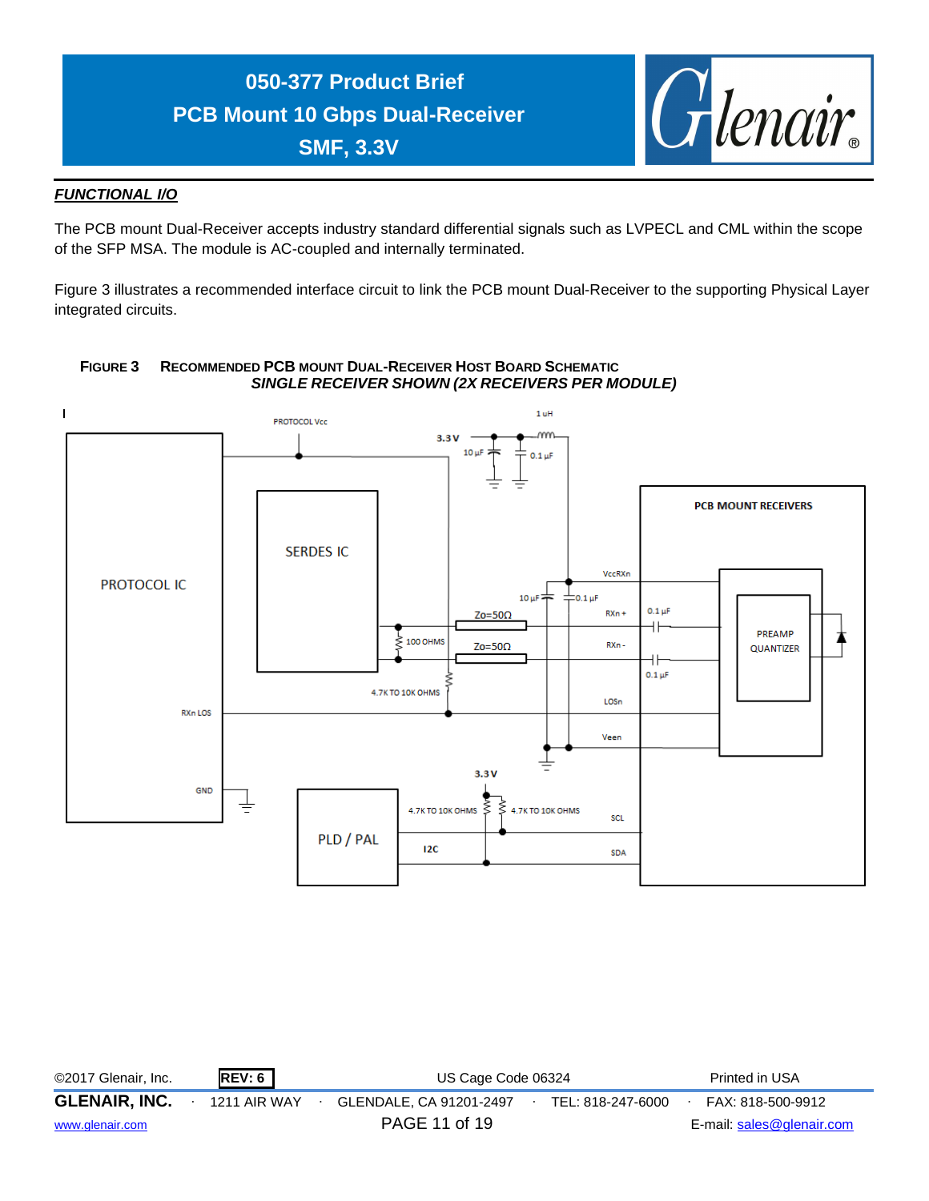## FUNCTIONAL I/O

The PCB mount Dual-Receiver accepts industry standard differential signals such as LVPECL and CML within the scope of the SFP MSA. The module is AC-coupled and internally terminated.

Figure 3 illustrates a recommended interface circuit to link the PCB mount Dual-Receiver to the supporting Physical Layer integrated circuits.

**FIGURE 3 RECOMMENDED PCB MOUNT DUAL-RECEIVER HOST BOARD SCHEMATIC**
***SINGLE RECEIVER SHOWN (2X RECEIVERS PER MODULE)***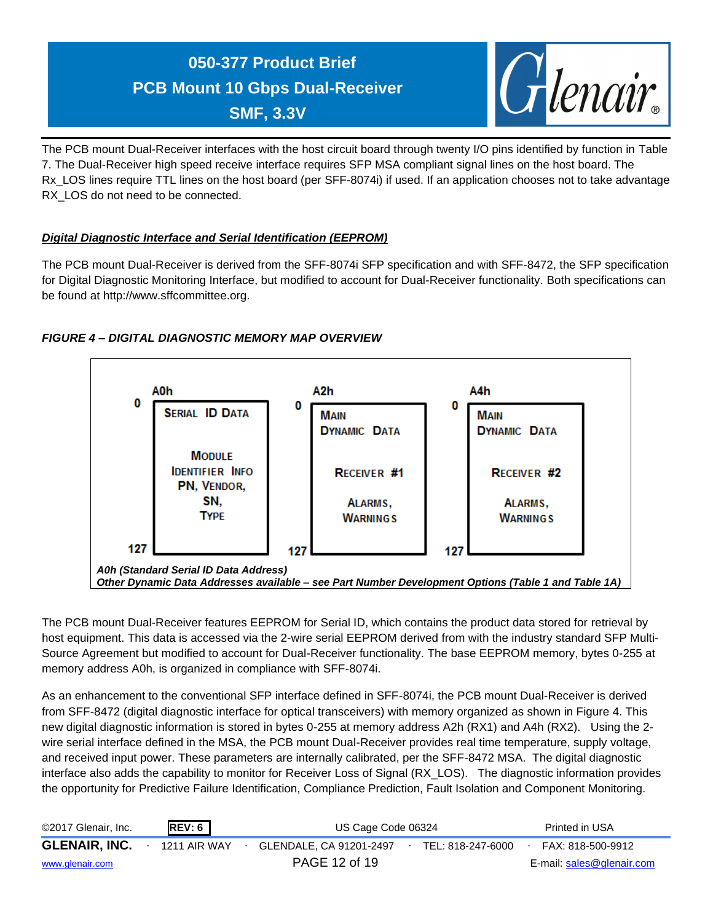The PCB mount Dual-Receiver interfaces with the host circuit board through twenty I/O pins identified by function in Table 7. The Dual-Receiver high speed receive interface requires SFP MSA compliant signal lines on the host board. The Rx_LOS lines require TTL lines on the host board (per SFF-8074i) if used. If an application chooses not to take advantage RX_LOS do not need to be connected.

### ***Digital Diagnostic Interface and Serial Identification (EEPROM)***

The PCB mount Dual-Receiver is derived from the SFF-8074i SFP specification and with SFF-8472, the SFP specification for Digital Diagnostic Monitoring Interface, but modified to account for Dual-Receiver functionality. Both specifications can be found at http://www.sffcommittee.org.

***FIGURE 4 – DIGITAL DIAGNOSTIC MEMORY MAP OVERVIEW***

| A0h (0–127) | A2h (0–127) | A4h (0–127) |
|---|---|---|
| SERIAL ID DATA<br><br>MODULE IDENTIFIER INFO<br>PN, VENDOR,<br>SN,<br>TYPE | MAIN DYNAMIC DATA<br><br>RECEIVER #1<br><br>ALARMS,<br>WARNINGS | MAIN DYNAMIC DATA<br><br>RECEIVER #2<br><br>ALARMS,<br>WARNINGS |

***A0h (Standard Serial ID Data Address)***
***Other Dynamic Data Addresses available – see Part Number Development Options (Table 1 and Table 1A)***

The PCB mount Dual-Receiver features EEPROM for Serial ID, which contains the product data stored for retrieval by host equipment. This data is accessed via the 2-wire serial EEPROM derived from with the industry standard SFP Multi-Source Agreement but modified to account for Dual-Receiver functionality. The base EEPROM memory, bytes 0-255 at memory address A0h, is organized in compliance with SFF-8074i.

As an enhancement to the conventional SFP interface defined in SFF-8074i, the PCB mount Dual-Receiver is derived from SFF-8472 (digital diagnostic interface for optical transceivers) with memory organized as shown in Figure 4. This new digital diagnostic information is stored in bytes 0-255 at memory address A2h (RX1) and A4h (RX2). Using the 2-wire serial interface defined in the MSA, the PCB mount Dual-Receiver provides real time temperature, supply voltage, and received input power. These parameters are internally calibrated, per the SFF-8472 MSA. The digital diagnostic interface also adds the capability to monitor for Receiver Loss of Signal (RX_LOS). The diagnostic information provides the opportunity for Predictive Failure Identification, Compliance Prediction, Fault Isolation and Component Monitoring.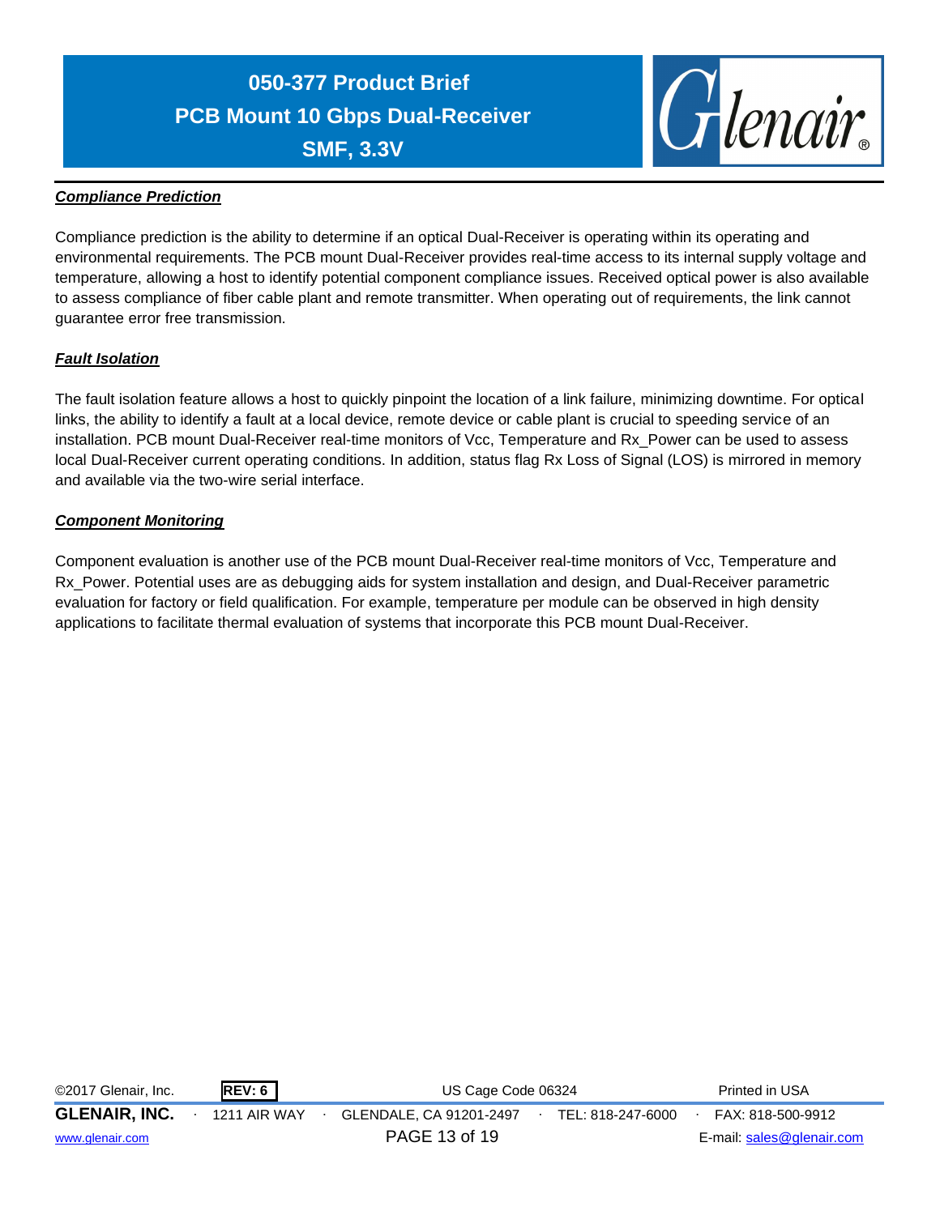***Compliance Prediction***

Compliance prediction is the ability to determine if an optical Dual-Receiver is operating within its operating and environmental requirements. The PCB mount Dual-Receiver provides real-time access to its internal supply voltage and temperature, allowing a host to identify potential component compliance issues. Received optical power is also available to assess compliance of fiber cable plant and remote transmitter. When operating out of requirements, the link cannot guarantee error free transmission.

***Fault Isolation***

The fault isolation feature allows a host to quickly pinpoint the location of a link failure, minimizing downtime. For optical links, the ability to identify a fault at a local device, remote device or cable plant is crucial to speeding service of an installation. PCB mount Dual-Receiver real-time monitors of Vcc, Temperature and Rx_Power can be used to assess local Dual-Receiver current operating conditions. In addition, status flag Rx Loss of Signal (LOS) is mirrored in memory and available via the two-wire serial interface.

***Component Monitoring***

Component evaluation is another use of the PCB mount Dual-Receiver real-time monitors of Vcc, Temperature and Rx_Power. Potential uses are as debugging aids for system installation and design, and Dual-Receiver parametric evaluation for factory or field qualification. For example, temperature per module can be observed in high density applications to facilitate thermal evaluation of systems that incorporate this PCB mount Dual-Receiver.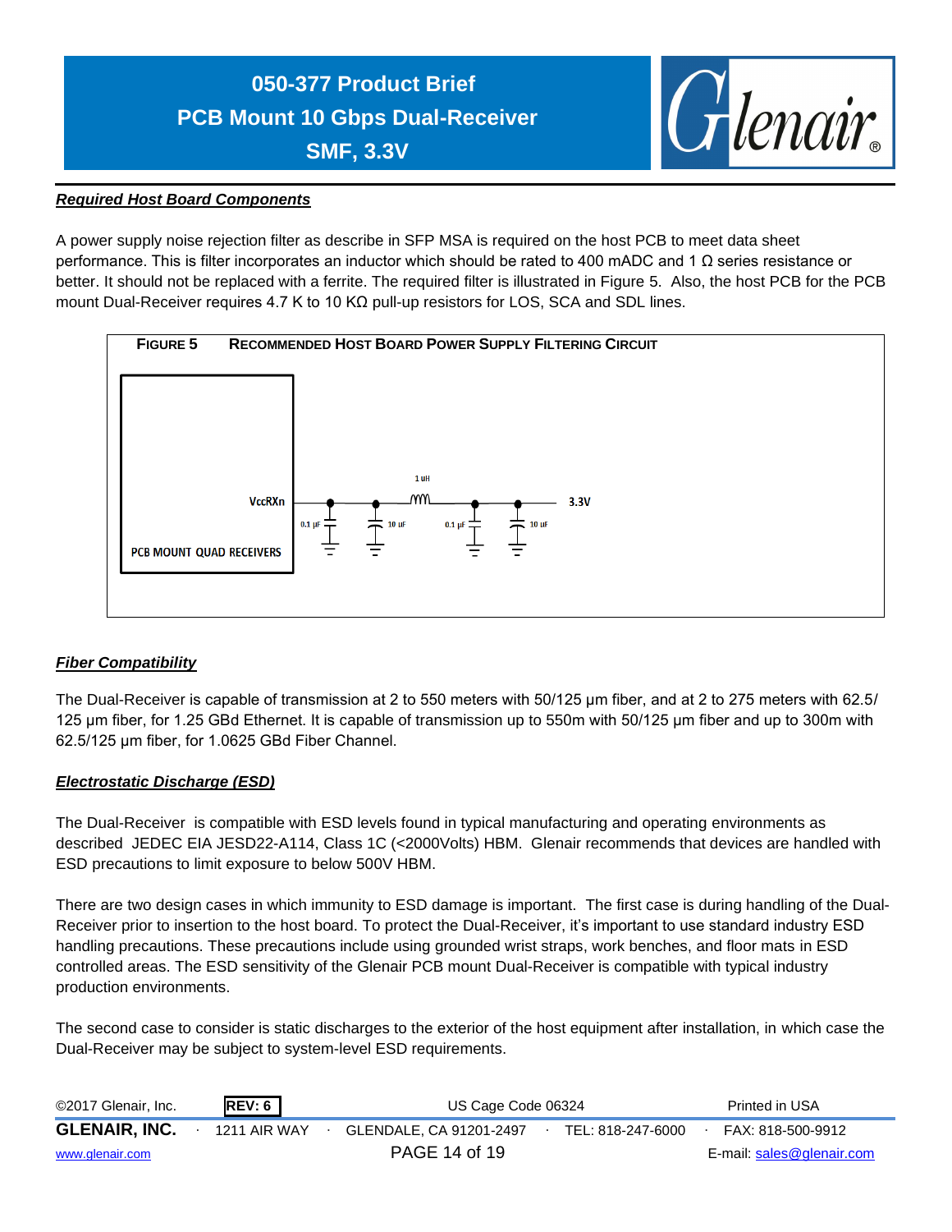### *Required Host Board Components*

A power supply noise rejection filter as describe in SFP MSA is required on the host PCB to meet data sheet performance. This is filter incorporates an inductor which should be rated to 400 mADC and 1 Ω series resistance or better. It should not be replaced with a ferrite. The required filter is illustrated in Figure 5. Also, the host PCB for the PCB mount Dual-Receiver requires 4.7 K to 10 KΩ pull-up resistors for LOS, SCA and SDL lines.

**FIGURE 5 RECOMMENDED HOST BOARD POWER SUPPLY FILTERING CIRCUIT**

PCB MOUNT QUAD RECEIVERS — VccRXn — 0.1 µF — 10 uF — 1 uH — 0.1 µF — 10 uF — 3.3V

### *Fiber Compatibility*

The Dual-Receiver is capable of transmission at 2 to 550 meters with 50/125 µm fiber, and at 2 to 275 meters with 62.5/125 µm fiber, for 1.25 GBd Ethernet. It is capable of transmission up to 550m with 50/125 µm fiber and up to 300m with 62.5/125 µm fiber, for 1.0625 GBd Fiber Channel.

### *Electrostatic Discharge (ESD)*

The Dual-Receiver is compatible with ESD levels found in typical manufacturing and operating environments as described JEDEC EIA JESD22-A114, Class 1C (<2000Volts) HBM. Glenair recommends that devices are handled with ESD precautions to limit exposure to below 500V HBM.

There are two design cases in which immunity to ESD damage is important. The first case is during handling of the Dual-Receiver prior to insertion to the host board. To protect the Dual-Receiver, it's important to use standard industry ESD handling precautions. These precautions include using grounded wrist straps, work benches, and floor mats in ESD controlled areas. The ESD sensitivity of the Glenair PCB mount Dual-Receiver is compatible with typical industry production environments.

The second case to consider is static discharges to the exterior of the host equipment after installation, in which case the Dual-Receiver may be subject to system-level ESD requirements.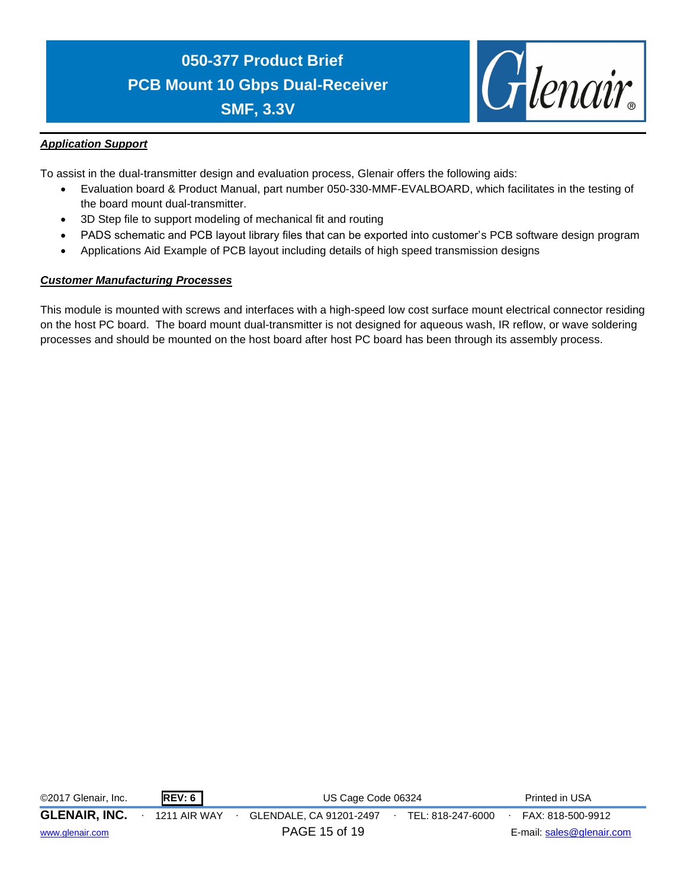***Application Support***

To assist in the dual-transmitter design and evaluation process, Glenair offers the following aids:

- Evaluation board & Product Manual, part number 050-330-MMF-EVALBOARD, which facilitates in the testing of the board mount dual-transmitter.
- 3D Step file to support modeling of mechanical fit and routing
- PADS schematic and PCB layout library files that can be exported into customer's PCB software design program
- Applications Aid Example of PCB layout including details of high speed transmission designs

***Customer Manufacturing Processes***

This module is mounted with screws and interfaces with a high-speed low cost surface mount electrical connector residing on the host PC board. The board mount dual-transmitter is not designed for aqueous wash, IR reflow, or wave soldering processes and should be mounted on the host board after host PC board has been through its assembly process.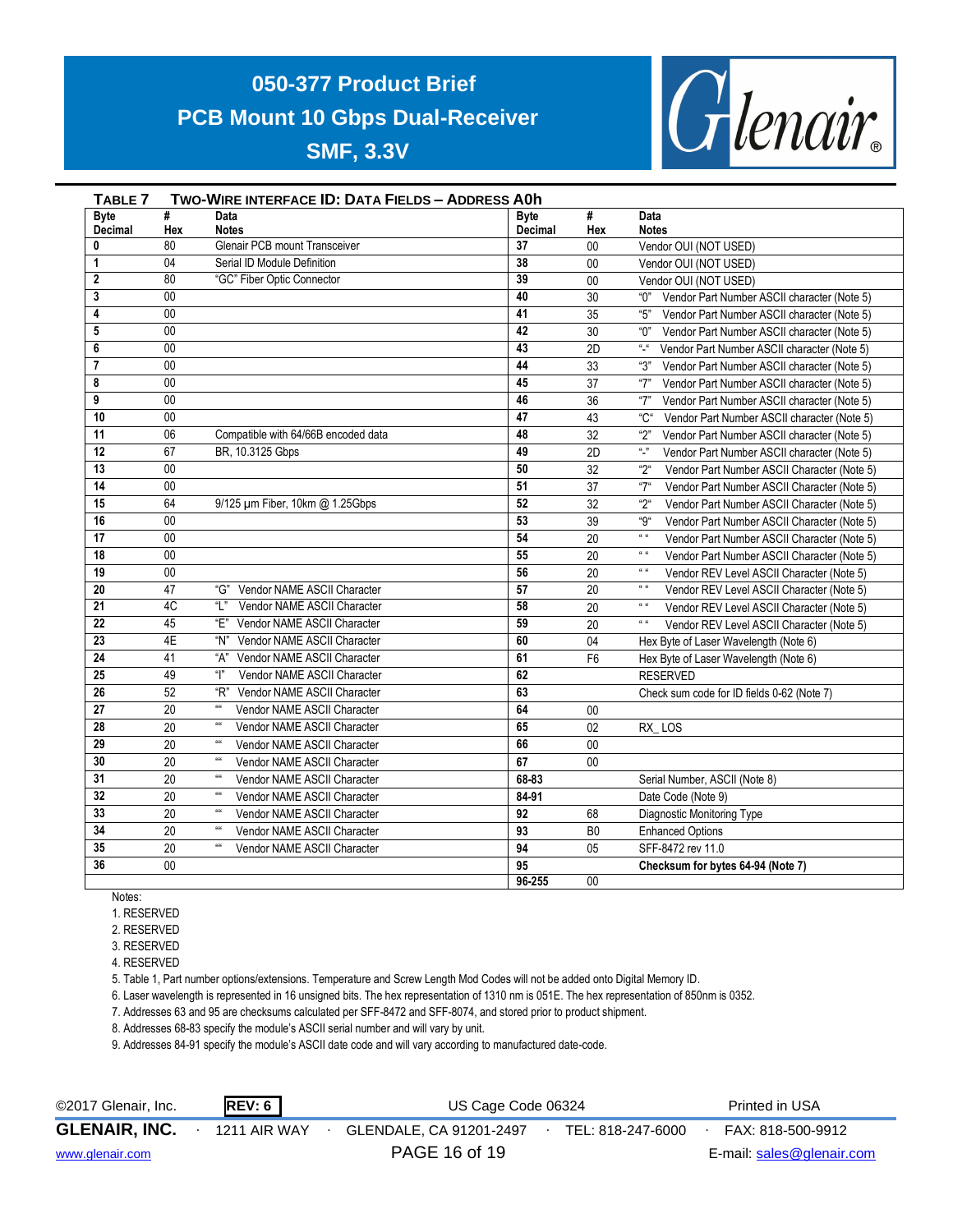## TABLE 7 Two-Wire Interface ID: Data Fields – Address A0h

| Byte Decimal | # Hex | Data Notes | Byte Decimal | # Hex | Data Notes |
|---|---|---|---|---|---|
| 0 | 80 | Glenair PCB mount Transceiver | 37 | 00 | Vendor OUI (NOT USED) |
| 1 | 04 | Serial ID Module Definition | 38 | 00 | Vendor OUI (NOT USED) |
| 2 | 80 | "GC" Fiber Optic Connector | 39 | 00 | Vendor OUI (NOT USED) |
| 3 | 00 | | 40 | 30 | "0" Vendor Part Number ASCII character (Note 5) |
| 4 | 00 | | 41 | 35 | "5" Vendor Part Number ASCII character (Note 5) |
| 5 | 00 | | 42 | 30 | "0" Vendor Part Number ASCII character (Note 5) |
| 6 | 00 | | 43 | 2D | "-" Vendor Part Number ASCII character (Note 5) |
| 7 | 00 | | 44 | 33 | "3" Vendor Part Number ASCII character (Note 5) |
| 8 | 00 | | 45 | 37 | "7" Vendor Part Number ASCII character (Note 5) |
| 9 | 00 | | 46 | 36 | "7" Vendor Part Number ASCII character (Note 5) |
| 10 | 00 | | 47 | 43 | "C" Vendor Part Number ASCII character (Note 5) |
| 11 | 06 | Compatible with 64/66B encoded data | 48 | 32 | "2" Vendor Part Number ASCII character (Note 5) |
| 12 | 67 | BR, 10.3125 Gbps | 49 | 2D | "-" Vendor Part Number ASCII character (Note 5) |
| 13 | 00 | | 50 | 32 | "2" Vendor Part Number ASCII Character (Note 5) |
| 14 | 00 | | 51 | 37 | "7" Vendor Part Number ASCII Character (Note 5) |
| 15 | 64 | 9/125 µm Fiber, 10km @ 1.25Gbps | 52 | 32 | "2" Vendor Part Number ASCII Character (Note 5) |
| 16 | 00 | | 53 | 39 | "9" Vendor Part Number ASCII Character (Note 5) |
| 17 | 00 | | 54 | 20 | " " Vendor Part Number ASCII Character (Note 5) |
| 18 | 00 | | 55 | 20 | " " Vendor Part Number ASCII Character (Note 5) |
| 19 | 00 | | 56 | 20 | " " Vendor REV Level ASCII Character (Note 5) |
| 20 | 47 | "G" Vendor NAME ASCII Character | 57 | 20 | " " Vendor REV Level ASCII Character (Note 5) |
| 21 | 4C | "L" Vendor NAME ASCII Character | 58 | 20 | " " Vendor REV Level ASCII Character (Note 5) |
| 22 | 45 | "E" Vendor NAME ASCII Character | 59 | 20 | " " Vendor REV Level ASCII Character (Note 5) |
| 23 | 4E | "N" Vendor NAME ASCII Character | 60 | 04 | Hex Byte of Laser Wavelength (Note 6) |
| 24 | 41 | "A" Vendor NAME ASCII Character | 61 | F6 | Hex Byte of Laser Wavelength (Note 6) |
| 25 | 49 | "I" Vendor NAME ASCII Character | 62 | | RESERVED |
| 26 | 52 | "R" Vendor NAME ASCII Character | 63 | | Check sum code for ID fields 0-62 (Note 7) |
| 27 | 20 | "" Vendor NAME ASCII Character | 64 | 00 | |
| 28 | 20 | "" Vendor NAME ASCII Character | 65 | 02 | RX_LOS |
| 29 | 20 | "" Vendor NAME ASCII Character | 66 | 00 | |
| 30 | 20 | "" Vendor NAME ASCII Character | 67 | 00 | |
| 31 | 20 | "" Vendor NAME ASCII Character | 68-83 | | Serial Number, ASCII (Note 8) |
| 32 | 20 | "" Vendor NAME ASCII Character | 84-91 | | Date Code (Note 9) |
| 33 | 20 | "" Vendor NAME ASCII Character | 92 | 68 | Diagnostic Monitoring Type |
| 34 | 20 | "" Vendor NAME ASCII Character | 93 | B0 | Enhanced Options |
| 35 | 20 | "" Vendor NAME ASCII Character | 94 | 05 | SFF-8472 rev 11.0 |
| 36 | 00 | | 95 | | **Checksum for bytes 64-94 (Note 7)** |
| | | | 96-255 | 00 | |

Notes:

1. RESERVED
2. RESERVED
3. RESERVED
4. RESERVED
5. Table 1, Part number options/extensions. Temperature and Screw Length Mod Codes will not be added onto Digital Memory ID.
6. Laser wavelength is represented in 16 unsigned bits. The hex representation of 1310 nm is 051E. The hex representation of 850nm is 0352.
7. Addresses 63 and 95 are checksums calculated per SFF-8472 and SFF-8074, and stored prior to product shipment.
8. Addresses 68-83 specify the module's ASCII serial number and will vary by unit.
9. Addresses 84-91 specify the module's ASCII date code and will vary according to manufactured date-code.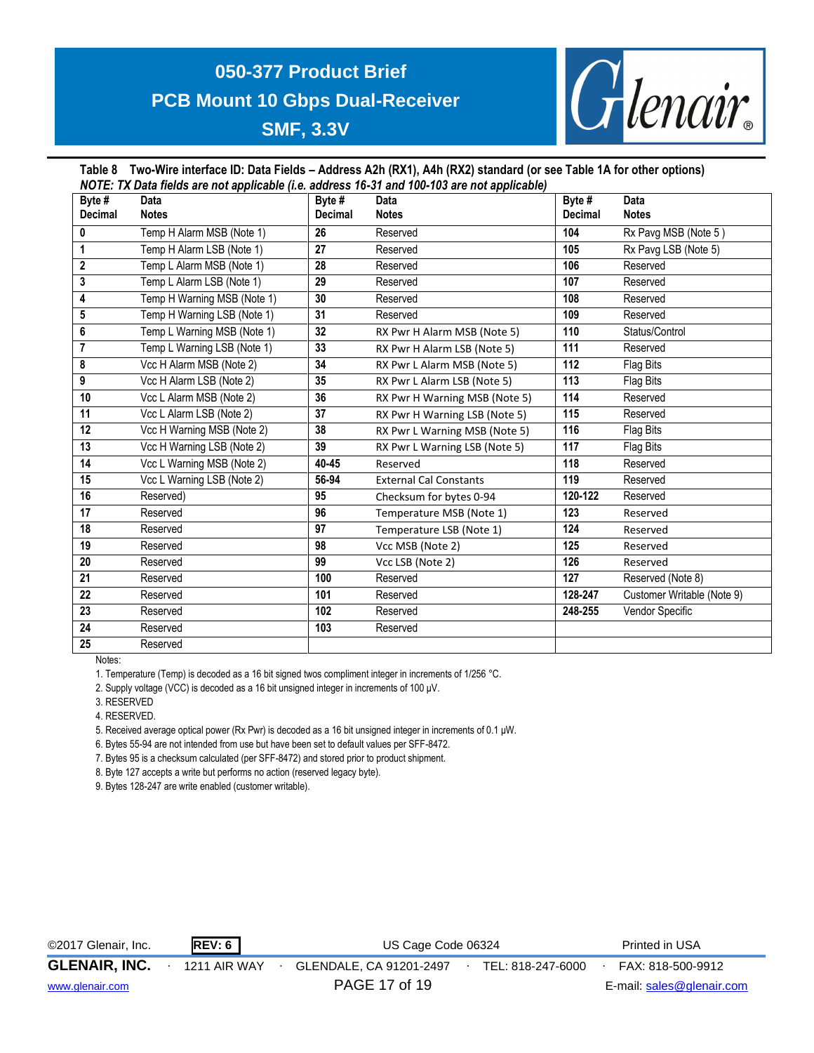**Table 8 Two-Wire interface ID: Data Fields – Address A2h (RX1), A4h (RX2) standard (or see Table 1A for other options)**

***NOTE: TX Data fields are not applicable (i.e. address 16-31 and 100-103 are not applicable)***

| Byte # Decimal | Data Notes | Byte # Decimal | Data Notes | Byte # Decimal | Data Notes |
|---|---|---|---|---|---|
| **0** | Temp H Alarm MSB (Note 1) | **26** | Reserved | **104** | Rx Pavg MSB (Note 5 ) |
| **1** | Temp H Alarm LSB (Note 1) | **27** | Reserved | **105** | Rx Pavg LSB (Note 5) |
| **2** | Temp L Alarm MSB (Note 1) | **28** | Reserved | **106** | Reserved |
| **3** | Temp L Alarm LSB (Note 1) | **29** | Reserved | **107** | Reserved |
| **4** | Temp H Warning MSB (Note 1) | **30** | Reserved | **108** | Reserved |
| **5** | Temp H Warning LSB (Note 1) | **31** | Reserved | **109** | Reserved |
| **6** | Temp L Warning MSB (Note 1) | **32** | RX Pwr H Alarm MSB (Note 5) | **110** | Status/Control |
| **7** | Temp L Warning LSB (Note 1) | **33** | RX Pwr H Alarm LSB (Note 5) | **111** | Reserved |
| **8** | Vcc H Alarm MSB (Note 2) | **34** | RX Pwr L Alarm MSB (Note 5) | **112** | Flag Bits |
| **9** | Vcc H Alarm LSB (Note 2) | **35** | RX Pwr L Alarm LSB (Note 5) | **113** | Flag Bits |
| **10** | Vcc L Alarm MSB (Note 2) | **36** | RX Pwr H Warning MSB (Note 5) | **114** | Reserved |
| **11** | Vcc L Alarm LSB (Note 2) | **37** | RX Pwr H Warning LSB (Note 5) | **115** | Reserved |
| **12** | Vcc H Warning MSB (Note 2) | **38** | RX Pwr L Warning MSB (Note 5) | **116** | Flag Bits |
| **13** | Vcc H Warning LSB (Note 2) | **39** | RX Pwr L Warning LSB (Note 5) | **117** | Flag Bits |
| **14** | Vcc L Warning MSB (Note 2) | **40-45** | Reserved | **118** | Reserved |
| **15** | Vcc L Warning LSB (Note 2) | **56-94** | External Cal Constants | **119** | Reserved |
| **16** | Reserved) | **95** | Checksum for bytes 0-94 | **120-122** | Reserved |
| **17** | Reserved | **96** | Temperature MSB (Note 1) | **123** | Reserved |
| **18** | Reserved | **97** | Temperature LSB (Note 1) | **124** | Reserved |
| **19** | Reserved | **98** | Vcc MSB (Note 2) | **125** | Reserved |
| **20** | Reserved | **99** | Vcc LSB (Note 2) | **126** | Reserved |
| **21** | Reserved | **100** | Reserved | **127** | Reserved (Note 8) |
| **22** | Reserved | **101** | Reserved | **128-247** | Customer Writable (Note 9) |
| **23** | Reserved | **102** | Reserved | **248-255** | Vendor Specific |
| **24** | Reserved | **103** | Reserved | | |
| **25** | Reserved | | | | |

Notes:

1. Temperature (Temp) is decoded as a 16 bit signed twos compliment integer in increments of 1/256 °C.
2. Supply voltage (VCC) is decoded as a 16 bit unsigned integer in increments of 100 µV.
3. RESERVED
4. RESERVED.
5. Received average optical power (Rx Pwr) is decoded as a 16 bit unsigned integer in increments of 0.1 µW.
6. Bytes 55-94 are not intended from use but have been set to default values per SFF-8472.
7. Bytes 95 is a checksum calculated (per SFF-8472) and stored prior to product shipment.
8. Byte 127 accepts a write but performs no action (reserved legacy byte).
9. Bytes 128-247 are write enabled (customer writable).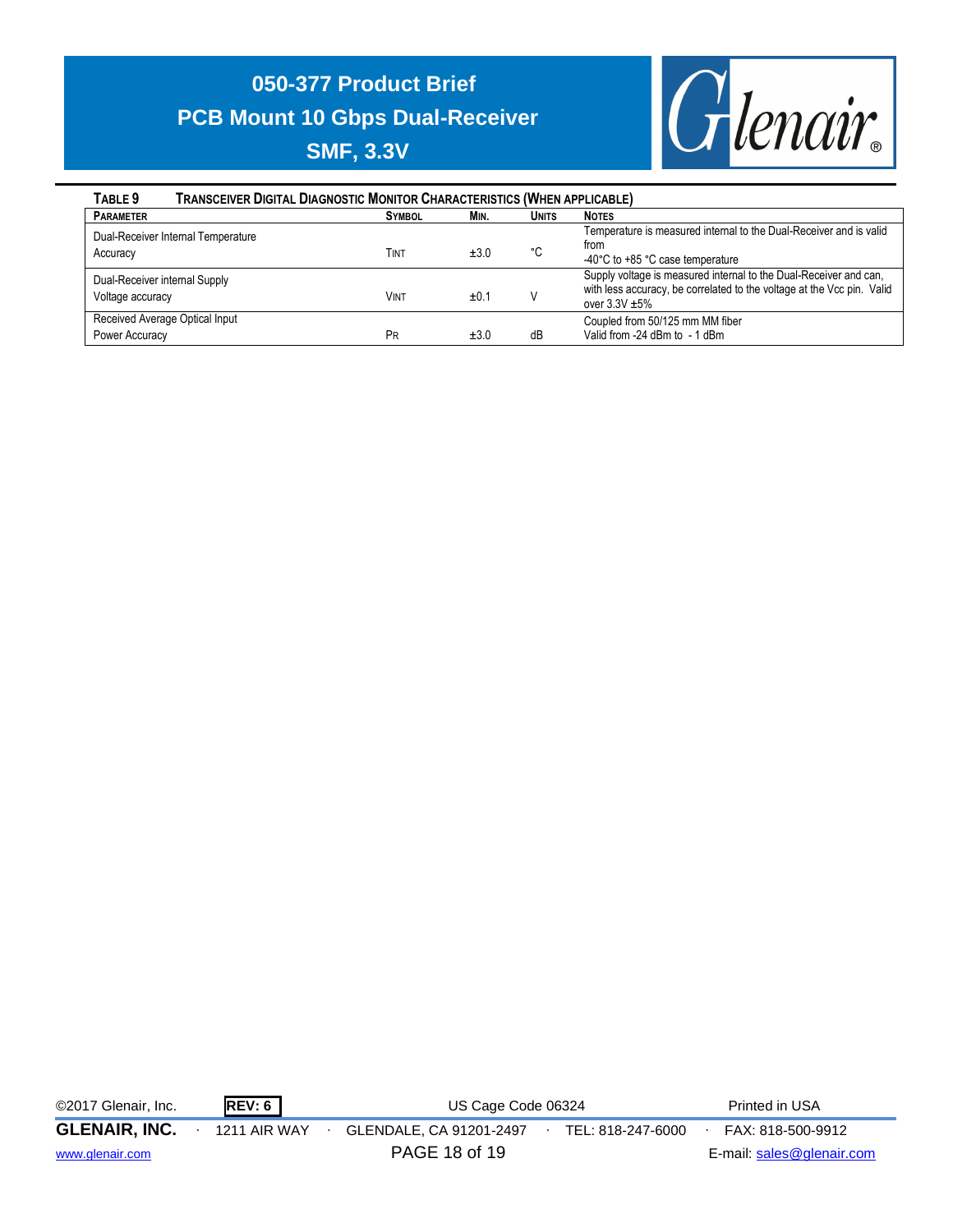**TABLE 9 TRANSCEIVER DIGITAL DIAGNOSTIC MONITOR CHARACTERISTICS (WHEN APPLICABLE)**

| PARAMETER | SYMBOL | MIN. | UNITS | NOTES |
|---|---|---|---|---|
| Dual-Receiver Internal Temperature Accuracy | TINT | ±3.0 | °C | Temperature is measured internal to the Dual-Receiver and is valid from -40°C to +85 °C case temperature |
| Dual-Receiver internal Supply Voltage accuracy | VINT | ±0.1 | V | Supply voltage is measured internal to the Dual-Receiver and can, with less accuracy, be correlated to the voltage at the Vcc pin. Valid over 3.3V ±5% |
| Received Average Optical Input Power Accuracy | PR | ±3.0 | dB | Coupled from 50/125 mm MM fiber Valid from -24 dBm to - 1 dBm |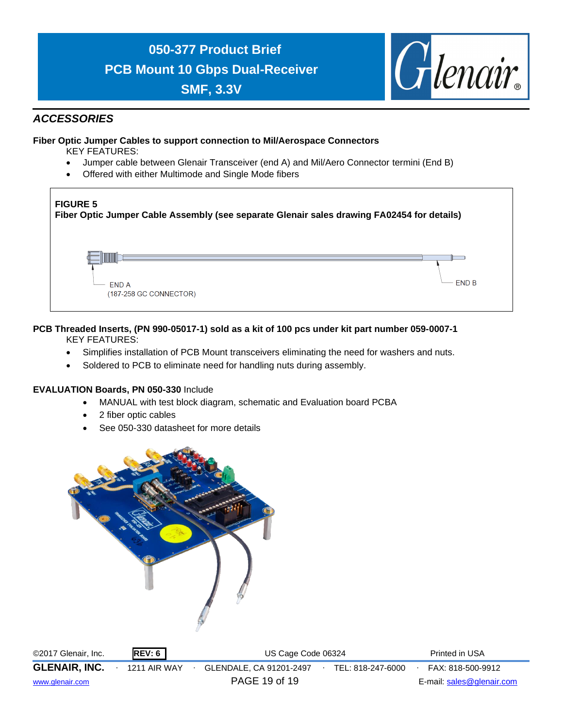## ACCESSORIES

**Fiber Optic Jumper Cables to support connection to Mil/Aerospace Connectors**

KEY FEATURES:

- Jumper cable between Glenair Transceiver (end A) and Mil/Aero Connector termini (End B)
- Offered with either Multimode and Single Mode fibers

**FIGURE 5**
**Fiber Optic Jumper Cable Assembly (see separate Glenair sales drawing FA02454 for details)**

END A
(187-258 GC CONNECTOR)

END B

**PCB Threaded Inserts, (PN 990-05017-1) sold as a kit of 100 pcs under kit part number 059-0007-1**

KEY FEATURES:

- Simplifies installation of PCB Mount transceivers eliminating the need for washers and nuts.
- Soldered to PCB to eliminate need for handling nuts during assembly.

**EVALUATION Boards, PN 050-330** Include

- MANUAL with test block diagram, schematic and Evaluation board PCBA
- 2 fiber optic cables
- See 050-330 datasheet for more details